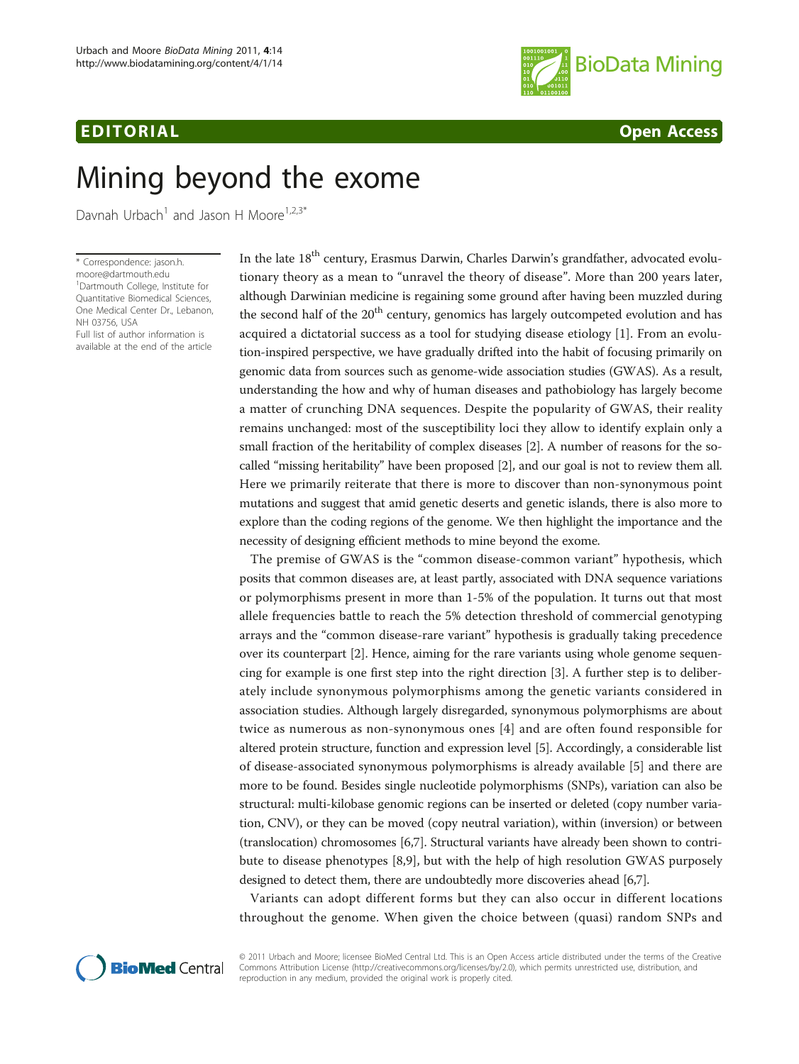**EDITORIAL** **Open Access**

# Mining beyond the exome

Davnah Urbach[1] and Jason H Moore[1,2,3*]

\* Correspondence: jason.h.moore@dartmouth.edu
[1]Dartmouth College, Institute for Quantitative Biomedical Sciences, One Medical Center Dr., Lebanon, NH 03756, USA
Full list of author information is available at the end of the article

In the late 18[th] century, Erasmus Darwin, Charles Darwin's grandfather, advocated evolutionary theory as a mean to "unravel the theory of disease". More than 200 years later, although Darwinian medicine is regaining some ground after having been muzzled during the second half of the 20[th] century, genomics has largely outcompeted evolution and has acquired a dictatorial success as a tool for studying disease etiology [1]. From an evolution-inspired perspective, we have gradually drifted into the habit of focusing primarily on genomic data from sources such as genome-wide association studies (GWAS). As a result, understanding the how and why of human diseases and pathobiology has largely become a matter of crunching DNA sequences. Despite the popularity of GWAS, their reality remains unchanged: most of the susceptibility loci they allow to identify explain only a small fraction of the heritability of complex diseases [2]. A number of reasons for the so-called "missing heritability" have been proposed [2], and our goal is not to review them all. Here we primarily reiterate that there is more to discover than non-synonymous point mutations and suggest that amid genetic deserts and genetic islands, there is also more to explore than the coding regions of the genome. We then highlight the importance and the necessity of designing efficient methods to mine beyond the exome.

The premise of GWAS is the "common disease-common variant" hypothesis, which posits that common diseases are, at least partly, associated with DNA sequence variations or polymorphisms present in more than 1-5% of the population. It turns out that most allele frequencies battle to reach the 5% detection threshold of commercial genotyping arrays and the "common disease-rare variant" hypothesis is gradually taking precedence over its counterpart [2]. Hence, aiming for the rare variants using whole genome sequencing for example is one first step into the right direction [3]. A further step is to deliberately include synonymous polymorphisms among the genetic variants considered in association studies. Although largely disregarded, synonymous polymorphisms are about twice as numerous as non-synonymous ones [4] and are often found responsible for altered protein structure, function and expression level [5]. Accordingly, a considerable list of disease-associated synonymous polymorphisms is already available [5] and there are more to be found. Besides single nucleotide polymorphisms (SNPs), variation can also be structural: multi-kilobase genomic regions can be inserted or deleted (copy number variation, CNV), or they can be moved (copy neutral variation), within (inversion) or between (translocation) chromosomes [6,7]. Structural variants have already been shown to contribute to disease phenotypes [8,9], but with the help of high resolution GWAS purposely designed to detect them, there are undoubtedly more discoveries ahead [6,7].

Variants can adopt different forms but they can also occur in different locations throughout the genome. When given the choice between (quasi) random SNPs and

© 2011 Urbach and Moore; licensee BioMed Central Ltd. This is an Open Access article distributed under the terms of the Creative Commons Attribution License (http://creativecommons.org/licenses/by/2.0), which permits unrestricted use, distribution, and reproduction in any medium, provided the original work is properly cited.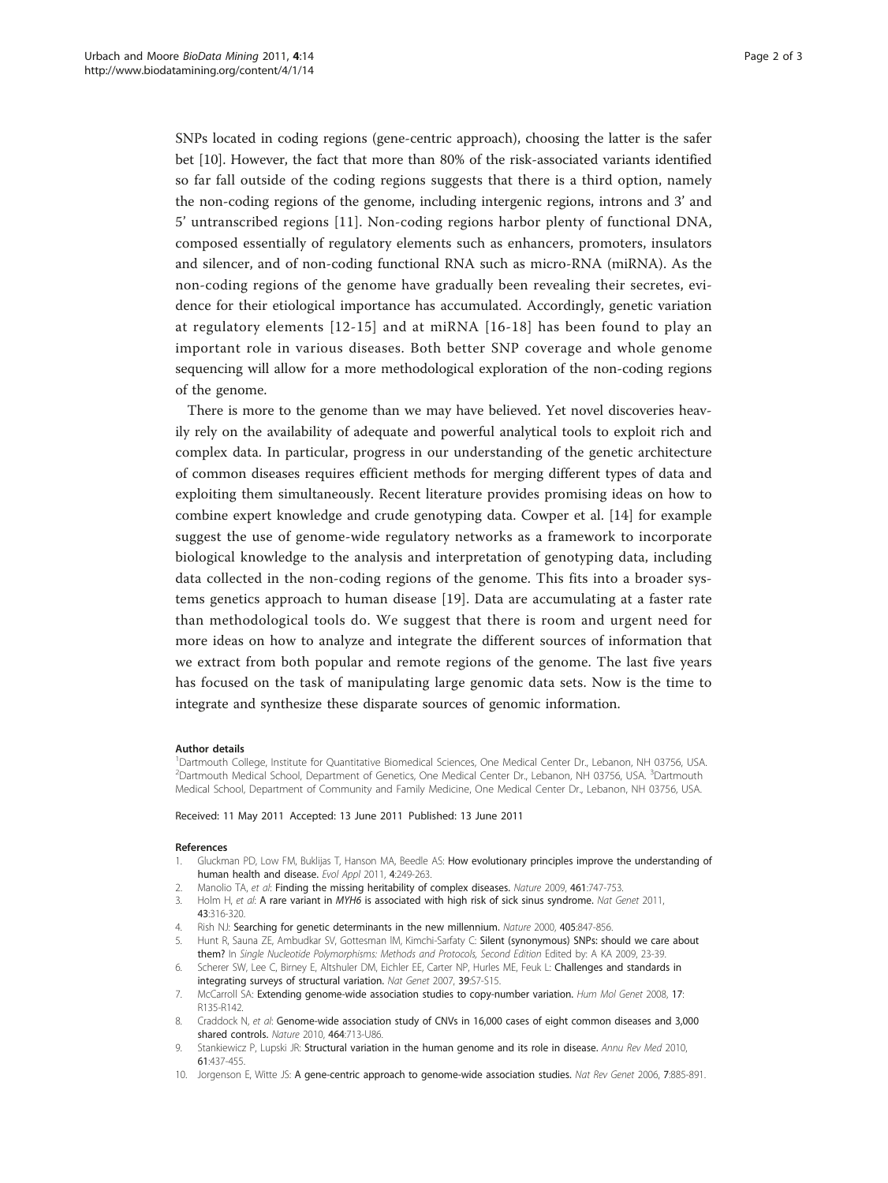SNPs located in coding regions (gene-centric approach), choosing the latter is the safer bet [10]. However, the fact that more than 80% of the risk-associated variants identified so far fall outside of the coding regions suggests that there is a third option, namely the non-coding regions of the genome, including intergenic regions, introns and 3' and 5' untranscribed regions [11]. Non-coding regions harbor plenty of functional DNA, composed essentially of regulatory elements such as enhancers, promoters, insulators and silencer, and of non-coding functional RNA such as micro-RNA (miRNA). As the non-coding regions of the genome have gradually been revealing their secretes, evidence for their etiological importance has accumulated. Accordingly, genetic variation at regulatory elements [12-15] and at miRNA [16-18] has been found to play an important role in various diseases. Both better SNP coverage and whole genome sequencing will allow for a more methodological exploration of the non-coding regions of the genome.

There is more to the genome than we may have believed. Yet novel discoveries heavily rely on the availability of adequate and powerful analytical tools to exploit rich and complex data. In particular, progress in our understanding of the genetic architecture of common diseases requires efficient methods for merging different types of data and exploiting them simultaneously. Recent literature provides promising ideas on how to combine expert knowledge and crude genotyping data. Cowper et al. [14] for example suggest the use of genome-wide regulatory networks as a framework to incorporate biological knowledge to the analysis and interpretation of genotyping data, including data collected in the non-coding regions of the genome. This fits into a broader systems genetics approach to human disease [19]. Data are accumulating at a faster rate than methodological tools do. We suggest that there is room and urgent need for more ideas on how to analyze and integrate the different sources of information that we extract from both popular and remote regions of the genome. The last five years has focused on the task of manipulating large genomic data sets. Now is the time to integrate and synthesize these disparate sources of genomic information.

#### Author details

[1]Dartmouth College, Institute for Quantitative Biomedical Sciences, One Medical Center Dr., Lebanon, NH 03756, USA. [2]Dartmouth Medical School, Department of Genetics, One Medical Center Dr., Lebanon, NH 03756, USA. [3]Dartmouth Medical School, Department of Community and Family Medicine, One Medical Center Dr., Lebanon, NH 03756, USA.

Received: 11 May 2011 Accepted: 13 June 2011 Published: 13 June 2011

#### References

1. Gluckman PD, Low FM, Buklijas T, Hanson MA, Beedle AS: How evolutionary principles improve the understanding of human health and disease. *Evol Appl* 2011, **4**:249-263.
2. Manolio TA, *et al*: Finding the missing heritability of complex diseases. *Nature* 2009, **461**:747-753.
3. Holm H, *et al*: A rare variant in *MYH6* is associated with high risk of sick sinus syndrome. *Nat Genet* 2011, **43**:316-320.
4. Rish NJ: Searching for genetic determinants in the new millennium. *Nature* 2000, **405**:847-856.
5. Hunt R, Sauna ZE, Ambudkar SV, Gottesman IM, Kimchi-Sarfaty C: Silent (synonymous) SNPs: should we care about them? In *Single Nucleotide Polymorphisms: Methods and Protocols, Second Edition* Edited by: A KA 2009, 23-39.
6. Scherer SW, Lee C, Birney E, Altshuler DM, Eichler EE, Carter NP, Hurles ME, Feuk L: Challenges and standards in integrating surveys of structural variation. *Nat Genet* 2007, **39**:S7-S15.
7. McCarroll SA: Extending genome-wide association studies to copy-number variation. *Hum Mol Genet* 2008, **17**: R135-R142.
8. Craddock N, *et al*: Genome-wide association study of CNVs in 16,000 cases of eight common diseases and 3,000 shared controls. *Nature* 2010, **464**:713-U86.
9. Stankiewicz P, Lupski JR: Structural variation in the human genome and its role in disease. *Annu Rev Med* 2010, **61**:437-455.
10. Jorgenson E, Witte JS: A gene-centric approach to genome-wide association studies. *Nat Rev Genet* 2006, **7**:885-891.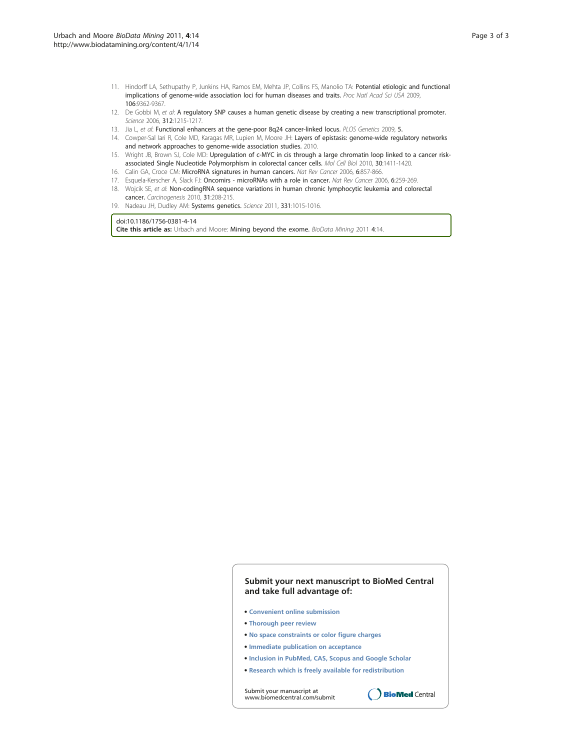11. Hindorff LA, Sethupathy P, Junkins HA, Ramos EM, Mehta JP, Collins FS, Manolio TA: **Potential etiologic and functional implications of genome-wide association loci for human diseases and traits.** *Proc Natl Acad Sci USA* 2009, **106**:9362-9367.
12. De Gobbi M, *et al*: **A regulatory SNP causes a human genetic disease by creating a new transcriptional promoter.** *Science* 2006, **312**:1215-1217.
13. Jia L, *et al*: **Functional enhancers at the gene-poor 8q24 cancer-linked locus.** *PLOS Genetics* 2009, **5**.
14. Cowper-Sal lari R, Cole MD, Karagas MR, Lupien M, Moore JH: **Layers of epistasis: genome-wide regulatory networks and network approaches to genome-wide association studies.** 2010.
15. Wright JB, Brown SJ, Cole MD: **Upregulation of c-MYC in cis through a large chromatin loop linked to a cancer risk-associated Single Nucleotide Polymorphism in colorectal cancer cells.** *Mol Cell Biol* 2010, **30**:1411-1420.
16. Calin GA, Croce CM: **MicroRNA signatures in human cancers.** *Nat Rev Cancer* 2006, **6**:857-866.
17. Esquela-Kerscher A, Slack FJ: **Oncomirs - microRNAs with a role in cancer.** *Nat Rev Cancer* 2006, **6**:259-269.
18. Wojcik SE, *et al*: **Non-codingRNA sequence variations in human chronic lymphocytic leukemia and colorectal cancer.** *Carcinogenesis* 2010, **31**:208-215.
19. Nadeau JH, Dudley AM: **Systems genetics.** *Science* 2011, **331**:1015-1016.

doi:10.1186/1756-0381-4-14
**Cite this article as:** Urbach and Moore: Mining beyond the exome. *BioData Mining* 2011 **4**:14.

**Submit your next manuscript to BioMed Central and take full advantage of:**

- **Convenient online submission**
- **Thorough peer review**
- **No space constraints or color figure charges**
- **Immediate publication on acceptance**
- **Inclusion in PubMed, CAS, Scopus and Google Scholar**
- **Research which is freely available for redistribution**

Submit your manuscript at
www.biomedcentral.com/submit

BioMed Central